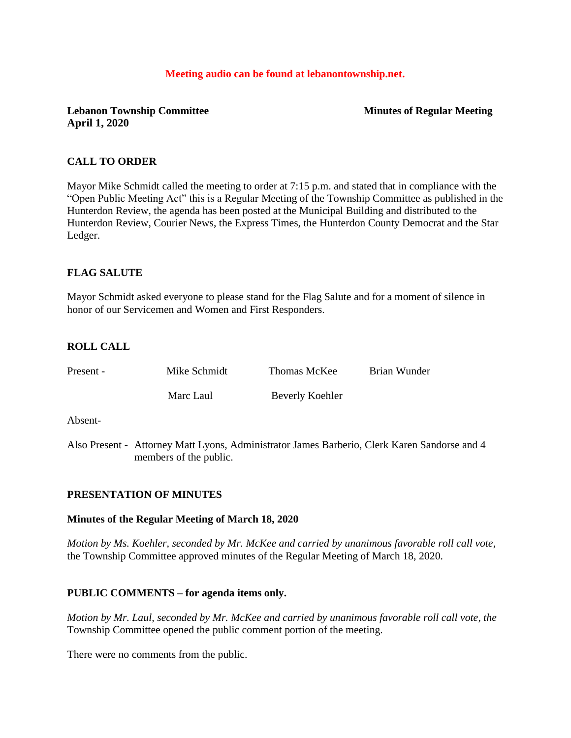**Meeting audio can be found at lebanontownship.net.**

**Lebanon Township Committee** **Minutes of Regular Meeting**
**April 1, 2020**

## CALL TO ORDER

Mayor Mike Schmidt called the meeting to order at 7:15 p.m. and stated that in compliance with the "Open Public Meeting Act" this is a Regular Meeting of the Township Committee as published in the Hunterdon Review, the agenda has been posted at the Municipal Building and distributed to the Hunterdon Review, Courier News, the Express Times, the Hunterdon County Democrat and the Star Ledger.

## FLAG SALUTE

Mayor Schmidt asked everyone to please stand for the Flag Salute and for a moment of silence in honor of our Servicemen and Women and First Responders.

## ROLL CALL

Present - Mike Schmidt Thomas McKee Brian Wunder

Marc Laul Beverly Koehler

Absent-

Also Present - Attorney Matt Lyons, Administrator James Barberio, Clerk Karen Sandorse and 4 members of the public.

## PRESENTATION OF MINUTES

**Minutes of the Regular Meeting of March 18, 2020**

*Motion by Ms. Koehler, seconded by Mr. McKee and carried by unanimous favorable roll call vote,* the Township Committee approved minutes of the Regular Meeting of March 18, 2020.

## PUBLIC COMMENTS – for agenda items only.

*Motion by Mr. Laul, seconded by Mr. McKee and carried by unanimous favorable roll call vote, the* Township Committee opened the public comment portion of the meeting.

There were no comments from the public.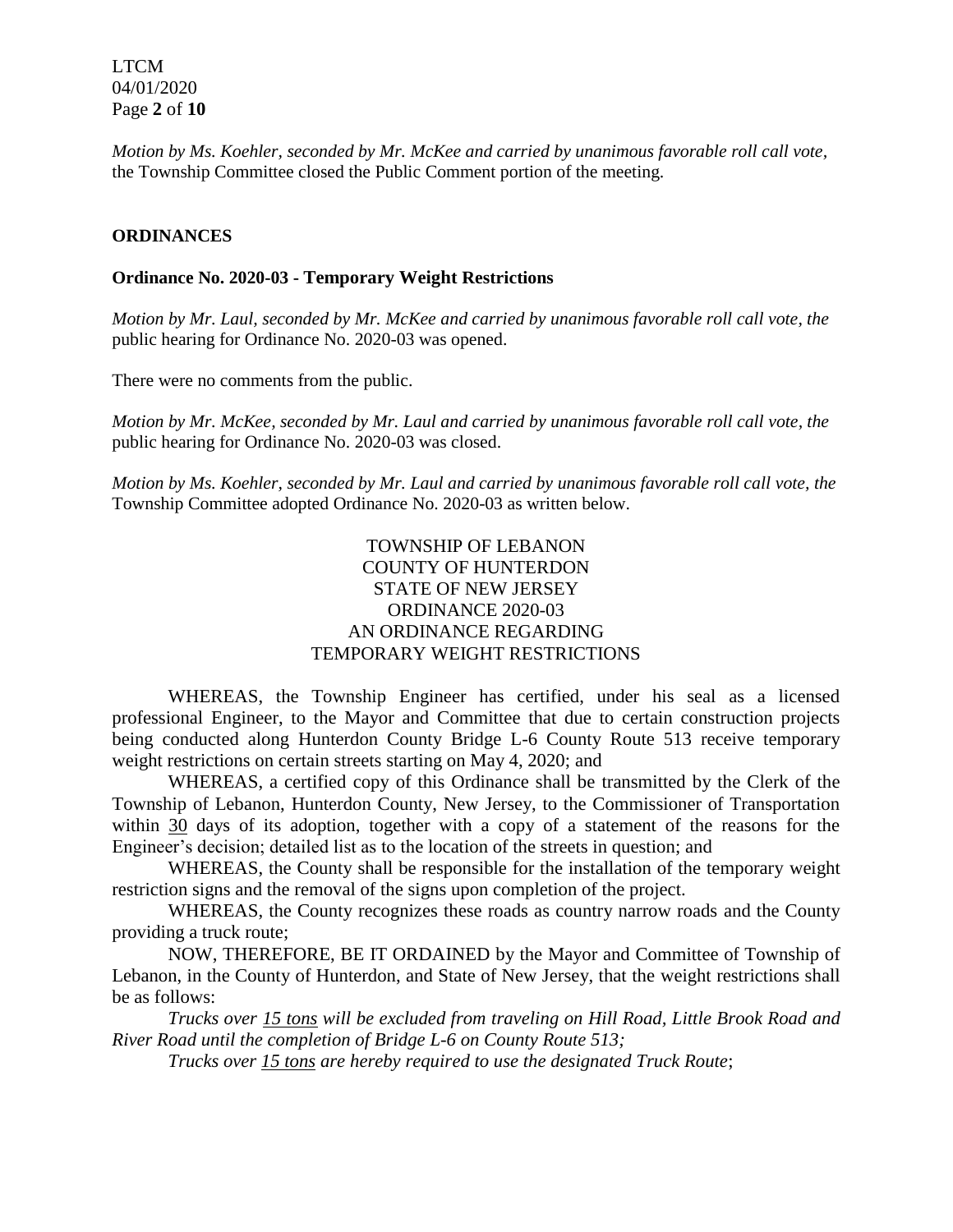*Motion by Ms. Koehler, seconded by Mr. McKee and carried by unanimous favorable roll call vote,* the Township Committee closed the Public Comment portion of the meeting.

## ORDINANCES

### Ordinance No. 2020-03 - Temporary Weight Restrictions

*Motion by Mr. Laul, seconded by Mr. McKee and carried by unanimous favorable roll call vote, the* public hearing for Ordinance No. 2020-03 was opened.

There were no comments from the public.

*Motion by Mr. McKee, seconded by Mr. Laul and carried by unanimous favorable roll call vote, the* public hearing for Ordinance No. 2020-03 was closed.

*Motion by Ms. Koehler, seconded by Mr. Laul and carried by unanimous favorable roll call vote, the* Township Committee adopted Ordinance No. 2020-03 as written below.

TOWNSHIP OF LEBANON
COUNTY OF HUNTERDON
STATE OF NEW JERSEY
ORDINANCE 2020-03
AN ORDINANCE REGARDING
TEMPORARY WEIGHT RESTRICTIONS

WHEREAS, the Township Engineer has certified, under his seal as a licensed professional Engineer, to the Mayor and Committee that due to certain construction projects being conducted along Hunterdon County Bridge L-6 County Route 513 receive temporary weight restrictions on certain streets starting on May 4, 2020; and

WHEREAS, a certified copy of this Ordinance shall be transmitted by the Clerk of the Township of Lebanon, Hunterdon County, New Jersey, to the Commissioner of Transportation within 30 days of its adoption, together with a copy of a statement of the reasons for the Engineer's decision; detailed list as to the location of the streets in question; and

WHEREAS, the County shall be responsible for the installation of the temporary weight restriction signs and the removal of the signs upon completion of the project.

WHEREAS, the County recognizes these roads as country narrow roads and the County providing a truck route;

NOW, THEREFORE, BE IT ORDAINED by the Mayor and Committee of Township of Lebanon, in the County of Hunterdon, and State of New Jersey, that the weight restrictions shall be as follows:

*Trucks over 15 tons will be excluded from traveling on Hill Road, Little Brook Road and River Road until the completion of Bridge L-6 on County Route 513;*

*Trucks over 15 tons are hereby required to use the designated Truck Route*;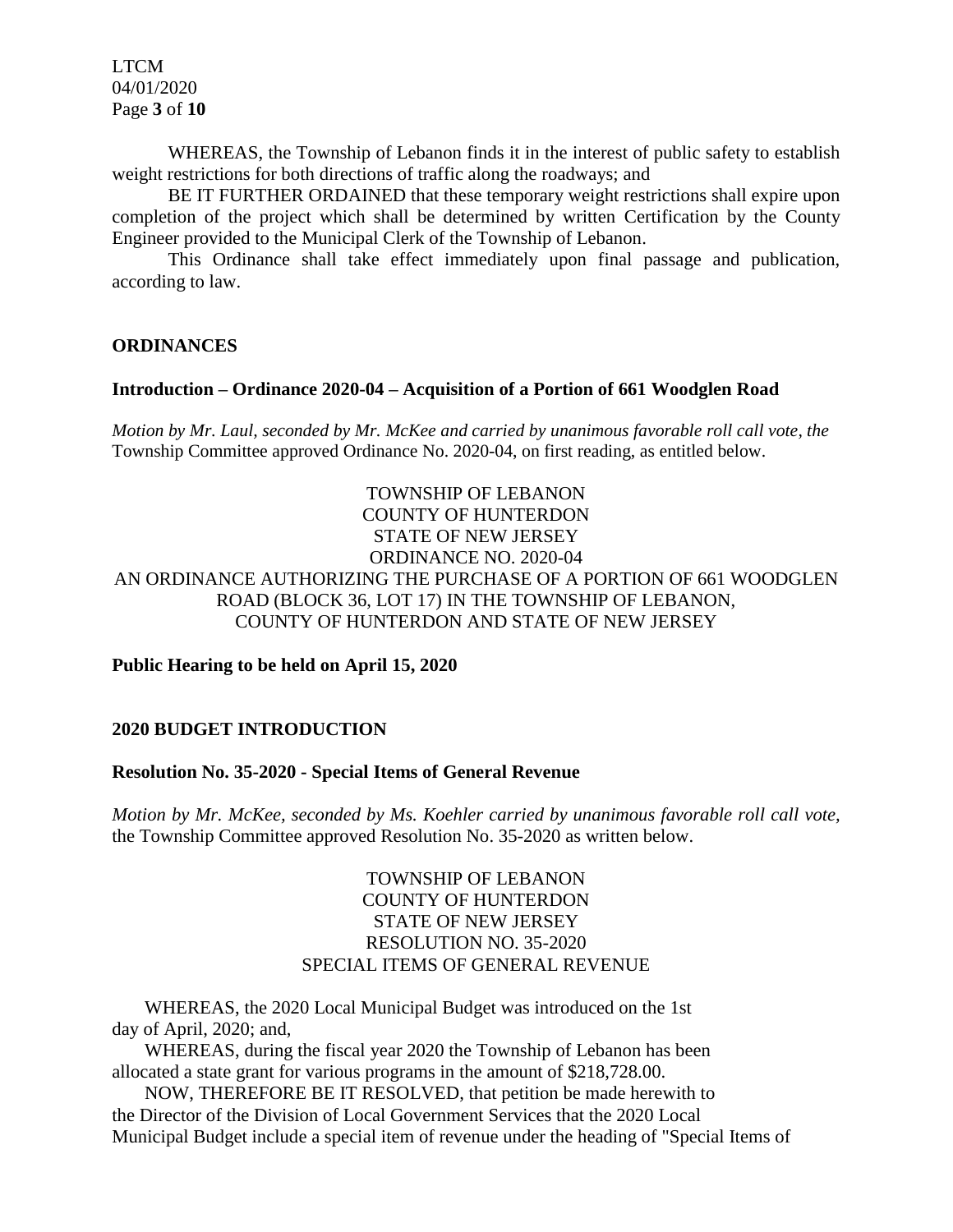WHEREAS, the Township of Lebanon finds it in the interest of public safety to establish weight restrictions for both directions of traffic along the roadways; and

BE IT FURTHER ORDAINED that these temporary weight restrictions shall expire upon completion of the project which shall be determined by written Certification by the County Engineer provided to the Municipal Clerk of the Township of Lebanon.

This Ordinance shall take effect immediately upon final passage and publication, according to law.

## ORDINANCES

### Introduction – Ordinance 2020-04 – Acquisition of a Portion of 661 Woodglen Road

*Motion by Mr. Laul, seconded by Mr. McKee and carried by unanimous favorable roll call vote, the* Township Committee approved Ordinance No. 2020-04, on first reading, as entitled below.

TOWNSHIP OF LEBANON
COUNTY OF HUNTERDON
STATE OF NEW JERSEY
ORDINANCE NO. 2020-04
AN ORDINANCE AUTHORIZING THE PURCHASE OF A PORTION OF 661 WOODGLEN ROAD (BLOCK 36, LOT 17) IN THE TOWNSHIP OF LEBANON, COUNTY OF HUNTERDON AND STATE OF NEW JERSEY

**Public Hearing to be held on April 15, 2020**

## 2020 BUDGET INTRODUCTION

### Resolution No. 35-2020 - Special Items of General Revenue

*Motion by Mr. McKee, seconded by Ms. Koehler carried by unanimous favorable roll call vote,* the Township Committee approved Resolution No. 35-2020 as written below.

TOWNSHIP OF LEBANON
COUNTY OF HUNTERDON
STATE OF NEW JERSEY
RESOLUTION NO. 35-2020
SPECIAL ITEMS OF GENERAL REVENUE

WHEREAS, the 2020 Local Municipal Budget was introduced on the 1st day of April, 2020; and,

WHEREAS, during the fiscal year 2020 the Township of Lebanon has been allocated a state grant for various programs in the amount of $218,728.00.

NOW, THEREFORE BE IT RESOLVED, that petition be made herewith to the Director of the Division of Local Government Services that the 2020 Local Municipal Budget include a special item of revenue under the heading of "Special Items of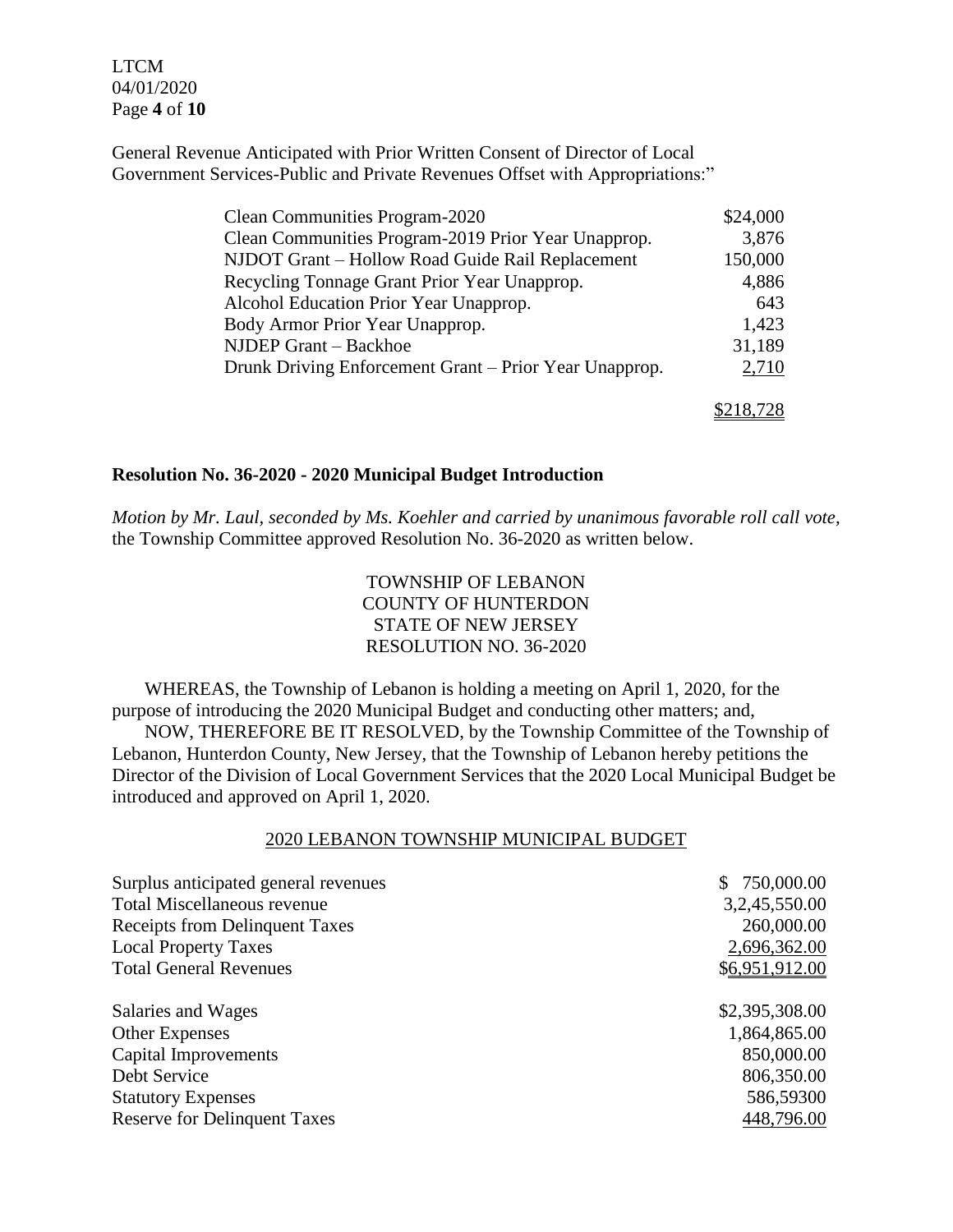General Revenue Anticipated with Prior Written Consent of Director of Local Government Services-Public and Private Revenues Offset with Appropriations:"

| | |
|---|---|
| Clean Communities Program-2020 | $24,000 |
| Clean Communities Program-2019 Prior Year Unapprop. | 3,876 |
| NJDOT Grant – Hollow Road Guide Rail Replacement | 150,000 |
| Recycling Tonnage Grant Prior Year Unapprop. | 4,886 |
| Alcohol Education Prior Year Unapprop. | 643 |
| Body Armor Prior Year Unapprop. | 1,423 |
| NJDEP Grant – Backhoe | 31,189 |
| Drunk Driving Enforcement Grant – Prior Year Unapprop. | 2,710 |
| | $218,728 |

**Resolution No. 36-2020 - 2020 Municipal Budget Introduction**

*Motion by Mr. Laul, seconded by Ms. Koehler and carried by unanimous favorable roll call vote,* the Township Committee approved Resolution No. 36-2020 as written below.

TOWNSHIP OF LEBANON
COUNTY OF HUNTERDON
STATE OF NEW JERSEY
RESOLUTION NO. 36-2020

WHEREAS, the Township of Lebanon is holding a meeting on April 1, 2020, for the purpose of introducing the 2020 Municipal Budget and conducting other matters; and,

NOW, THEREFORE BE IT RESOLVED, by the Township Committee of the Township of Lebanon, Hunterdon County, New Jersey, that the Township of Lebanon hereby petitions the Director of the Division of Local Government Services that the 2020 Local Municipal Budget be introduced and approved on April 1, 2020.

2020 LEBANON TOWNSHIP MUNICIPAL BUDGET

| | |
|---|---|
| Surplus anticipated general revenues | $ 750,000.00 |
| Total Miscellaneous revenue | 3,2,45,550.00 |
| Receipts from Delinquent Taxes | 260,000.00 |
| Local Property Taxes | 2,696,362.00 |
| Total General Revenues | $6,951,912.00 |
| | |
| Salaries and Wages | $2,395,308.00 |
| Other Expenses | 1,864,865.00 |
| Capital Improvements | 850,000.00 |
| Debt Service | 806,350.00 |
| Statutory Expenses | 586,59300 |
| Reserve for Delinquent Taxes | 448,796.00 |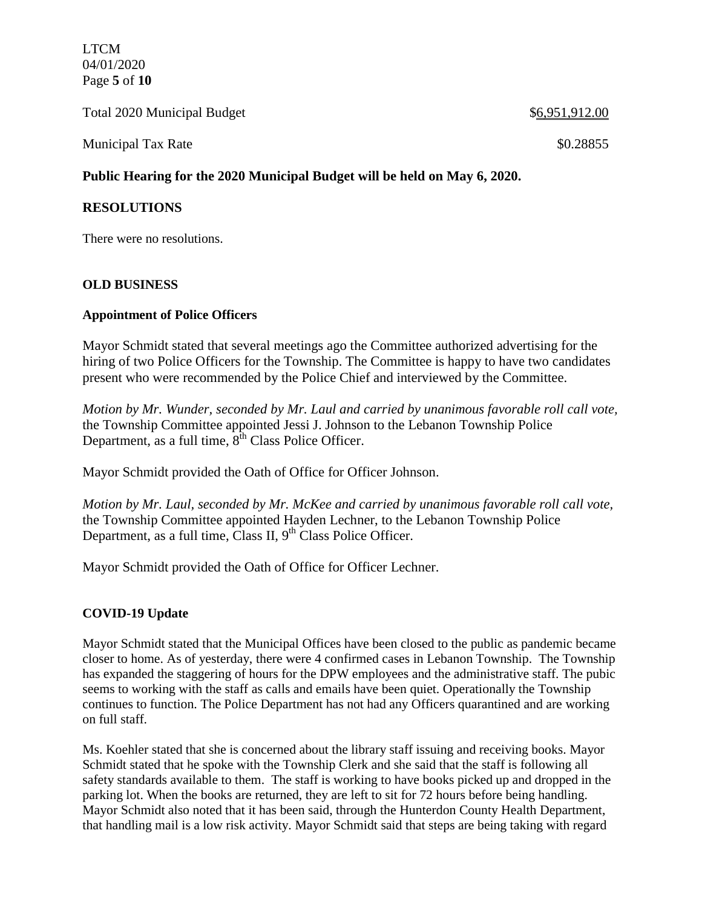Total 2020 Municipal Budget $6,951,912.00

Municipal Tax Rate $0.28855

**Public Hearing for the 2020 Municipal Budget will be held on May 6, 2020.**

## RESOLUTIONS

There were no resolutions.

## OLD BUSINESS

### Appointment of Police Officers

Mayor Schmidt stated that several meetings ago the Committee authorized advertising for the hiring of two Police Officers for the Township. The Committee is happy to have two candidates present who were recommended by the Police Chief and interviewed by the Committee.

*Motion by Mr. Wunder, seconded by Mr. Laul and carried by unanimous favorable roll call vote,* the Township Committee appointed Jessi J. Johnson to the Lebanon Township Police Department, as a full time, 8th Class Police Officer.

Mayor Schmidt provided the Oath of Office for Officer Johnson.

*Motion by Mr. Laul, seconded by Mr. McKee and carried by unanimous favorable roll call vote,* the Township Committee appointed Hayden Lechner, to the Lebanon Township Police Department, as a full time, Class II, 9th Class Police Officer.

Mayor Schmidt provided the Oath of Office for Officer Lechner.

### COVID-19 Update

Mayor Schmidt stated that the Municipal Offices have been closed to the public as pandemic became closer to home. As of yesterday, there were 4 confirmed cases in Lebanon Township. The Township has expanded the staggering of hours for the DPW employees and the administrative staff. The pubic seems to working with the staff as calls and emails have been quiet. Operationally the Township continues to function. The Police Department has not had any Officers quarantined and are working on full staff.

Ms. Koehler stated that she is concerned about the library staff issuing and receiving books. Mayor Schmidt stated that he spoke with the Township Clerk and she said that the staff is following all safety standards available to them. The staff is working to have books picked up and dropped in the parking lot. When the books are returned, they are left to sit for 72 hours before being handling. Mayor Schmidt also noted that it has been said, through the Hunterdon County Health Department, that handling mail is a low risk activity. Mayor Schmidt said that steps are being taking with regard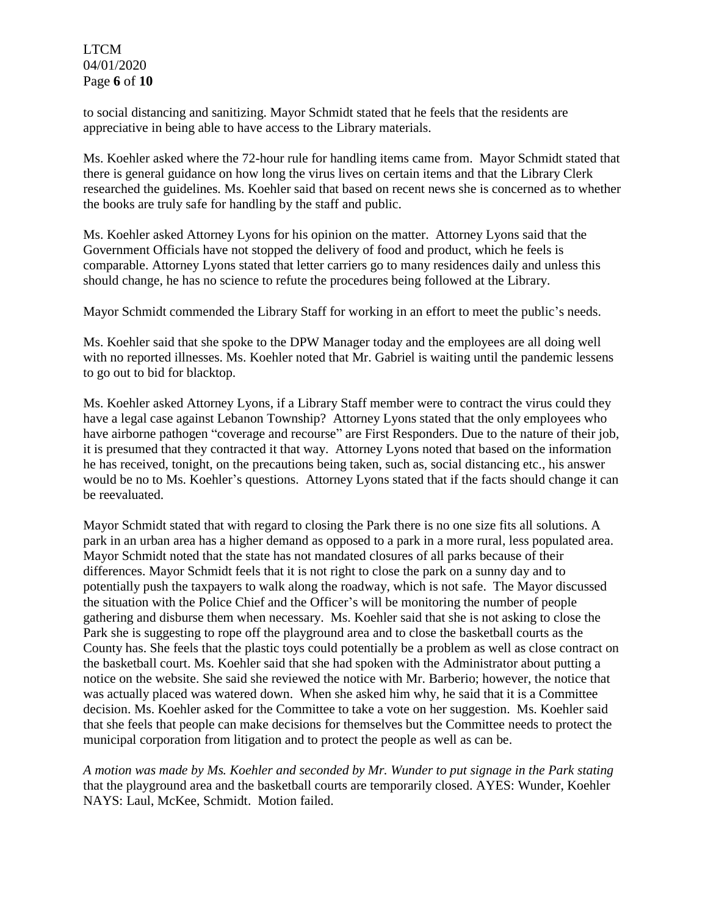to social distancing and sanitizing. Mayor Schmidt stated that he feels that the residents are appreciative in being able to have access to the Library materials.

Ms. Koehler asked where the 72-hour rule for handling items came from. Mayor Schmidt stated that there is general guidance on how long the virus lives on certain items and that the Library Clerk researched the guidelines. Ms. Koehler said that based on recent news she is concerned as to whether the books are truly safe for handling by the staff and public.

Ms. Koehler asked Attorney Lyons for his opinion on the matter. Attorney Lyons said that the Government Officials have not stopped the delivery of food and product, which he feels is comparable. Attorney Lyons stated that letter carriers go to many residences daily and unless this should change, he has no science to refute the procedures being followed at the Library.

Mayor Schmidt commended the Library Staff for working in an effort to meet the public's needs.

Ms. Koehler said that she spoke to the DPW Manager today and the employees are all doing well with no reported illnesses. Ms. Koehler noted that Mr. Gabriel is waiting until the pandemic lessens to go out to bid for blacktop.

Ms. Koehler asked Attorney Lyons, if a Library Staff member were to contract the virus could they have a legal case against Lebanon Township? Attorney Lyons stated that the only employees who have airborne pathogen "coverage and recourse" are First Responders. Due to the nature of their job, it is presumed that they contracted it that way. Attorney Lyons noted that based on the information he has received, tonight, on the precautions being taken, such as, social distancing etc., his answer would be no to Ms. Koehler's questions. Attorney Lyons stated that if the facts should change it can be reevaluated.

Mayor Schmidt stated that with regard to closing the Park there is no one size fits all solutions. A park in an urban area has a higher demand as opposed to a park in a more rural, less populated area. Mayor Schmidt noted that the state has not mandated closures of all parks because of their differences. Mayor Schmidt feels that it is not right to close the park on a sunny day and to potentially push the taxpayers to walk along the roadway, which is not safe. The Mayor discussed the situation with the Police Chief and the Officer's will be monitoring the number of people gathering and disburse them when necessary. Ms. Koehler said that she is not asking to close the Park she is suggesting to rope off the playground area and to close the basketball courts as the County has. She feels that the plastic toys could potentially be a problem as well as close contract on the basketball court. Ms. Koehler said that she had spoken with the Administrator about putting a notice on the website. She said she reviewed the notice with Mr. Barberio; however, the notice that was actually placed was watered down. When she asked him why, he said that it is a Committee decision. Ms. Koehler asked for the Committee to take a vote on her suggestion. Ms. Koehler said that she feels that people can make decisions for themselves but the Committee needs to protect the municipal corporation from litigation and to protect the people as well as can be.

*A motion was made by Ms. Koehler and seconded by Mr. Wunder to put signage in the Park stating* that the playground area and the basketball courts are temporarily closed. AYES: Wunder, Koehler NAYS: Laul, McKee, Schmidt. Motion failed.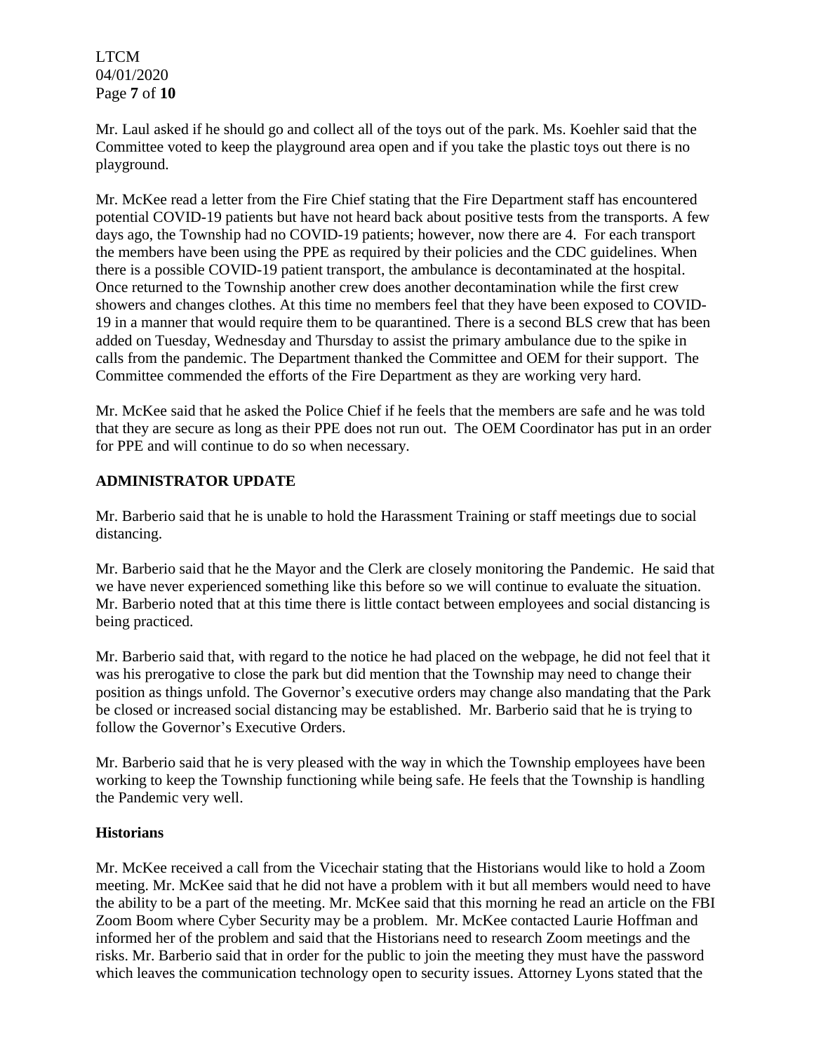Mr. Laul asked if he should go and collect all of the toys out of the park. Ms. Koehler said that the Committee voted to keep the playground area open and if you take the plastic toys out there is no playground.

Mr. McKee read a letter from the Fire Chief stating that the Fire Department staff has encountered potential COVID-19 patients but have not heard back about positive tests from the transports. A few days ago, the Township had no COVID-19 patients; however, now there are 4. For each transport the members have been using the PPE as required by their policies and the CDC guidelines. When there is a possible COVID-19 patient transport, the ambulance is decontaminated at the hospital. Once returned to the Township another crew does another decontamination while the first crew showers and changes clothes. At this time no members feel that they have been exposed to COVID-19 in a manner that would require them to be quarantined. There is a second BLS crew that has been added on Tuesday, Wednesday and Thursday to assist the primary ambulance due to the spike in calls from the pandemic. The Department thanked the Committee and OEM for their support. The Committee commended the efforts of the Fire Department as they are working very hard.

Mr. McKee said that he asked the Police Chief if he feels that the members are safe and he was told that they are secure as long as their PPE does not run out. The OEM Coordinator has put in an order for PPE and will continue to do so when necessary.

## ADMINISTRATOR UPDATE

Mr. Barberio said that he is unable to hold the Harassment Training or staff meetings due to social distancing.

Mr. Barberio said that he the Mayor and the Clerk are closely monitoring the Pandemic. He said that we have never experienced something like this before so we will continue to evaluate the situation. Mr. Barberio noted that at this time there is little contact between employees and social distancing is being practiced.

Mr. Barberio said that, with regard to the notice he had placed on the webpage, he did not feel that it was his prerogative to close the park but did mention that the Township may need to change their position as things unfold. The Governor's executive orders may change also mandating that the Park be closed or increased social distancing may be established. Mr. Barberio said that he is trying to follow the Governor's Executive Orders.

Mr. Barberio said that he is very pleased with the way in which the Township employees have been working to keep the Township functioning while being safe. He feels that the Township is handling the Pandemic very well.

### Historians

Mr. McKee received a call from the Vicechair stating that the Historians would like to hold a Zoom meeting. Mr. McKee said that he did not have a problem with it but all members would need to have the ability to be a part of the meeting. Mr. McKee said that this morning he read an article on the FBI Zoom Boom where Cyber Security may be a problem. Mr. McKee contacted Laurie Hoffman and informed her of the problem and said that the Historians need to research Zoom meetings and the risks. Mr. Barberio said that in order for the public to join the meeting they must have the password which leaves the communication technology open to security issues. Attorney Lyons stated that the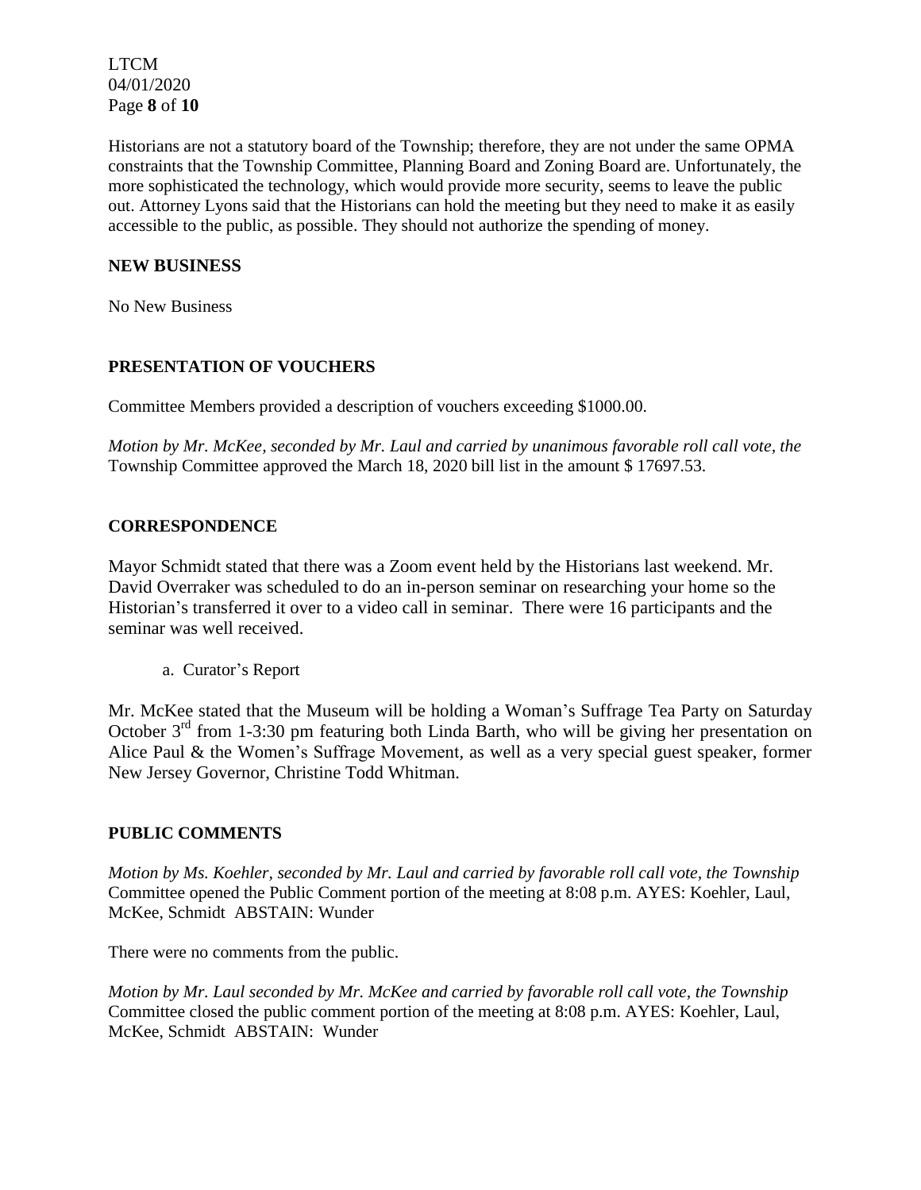Historians are not a statutory board of the Township; therefore, they are not under the same OPMA constraints that the Township Committee, Planning Board and Zoning Board are. Unfortunately, the more sophisticated the technology, which would provide more security, seems to leave the public out. Attorney Lyons said that the Historians can hold the meeting but they need to make it as easily accessible to the public, as possible. They should not authorize the spending of money.

## NEW BUSINESS

No New Business

## PRESENTATION OF VOUCHERS

Committee Members provided a description of vouchers exceeding $1000.00.

*Motion by Mr. McKee, seconded by Mr. Laul and carried by unanimous favorable roll call vote, the* Township Committee approved the March 18, 2020 bill list in the amount $ 17697.53.

## CORRESPONDENCE

Mayor Schmidt stated that there was a Zoom event held by the Historians last weekend. Mr. David Overraker was scheduled to do an in-person seminar on researching your home so the Historian's transferred it over to a video call in seminar. There were 16 participants and the seminar was well received.

a. Curator's Report

Mr. McKee stated that the Museum will be holding a Woman's Suffrage Tea Party on Saturday October 3rd from 1-3:30 pm featuring both Linda Barth, who will be giving her presentation on Alice Paul & the Women's Suffrage Movement, as well as a very special guest speaker, former New Jersey Governor, Christine Todd Whitman.

## PUBLIC COMMENTS

*Motion by Ms. Koehler, seconded by Mr. Laul and carried by favorable roll call vote, the Township* Committee opened the Public Comment portion of the meeting at 8:08 p.m. AYES: Koehler, Laul, McKee, Schmidt ABSTAIN: Wunder

There were no comments from the public.

*Motion by Mr. Laul seconded by Mr. McKee and carried by favorable roll call vote, the Township* Committee closed the public comment portion of the meeting at 8:08 p.m. AYES: Koehler, Laul, McKee, Schmidt ABSTAIN: Wunder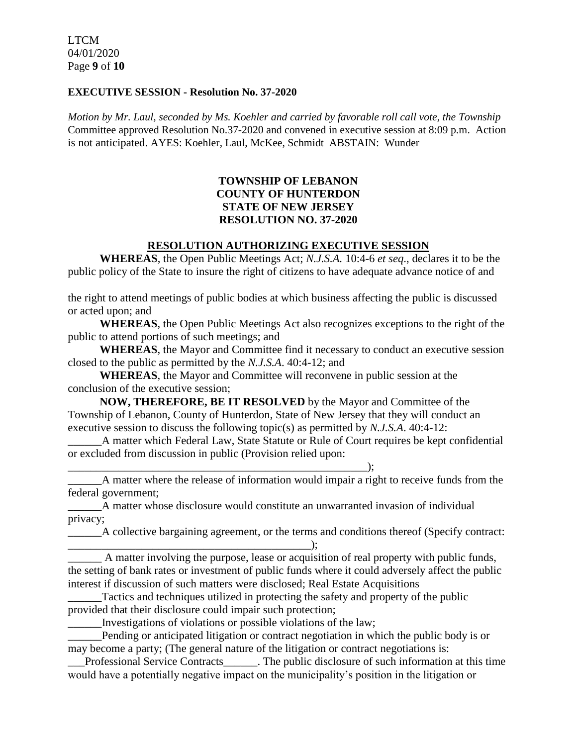**EXECUTIVE SESSION - Resolution No. 37-2020**

*Motion by Mr. Laul, seconded by Ms. Koehler and carried by favorable roll call vote, the Township* Committee approved Resolution No.37-2020 and convened in executive session at 8:09 p.m. Action is not anticipated. AYES: Koehler, Laul, McKee, Schmidt ABSTAIN: Wunder

**TOWNSHIP OF LEBANON**
**COUNTY OF HUNTERDON**
**STATE OF NEW JERSEY**
**RESOLUTION NO. 37-2020**

**RESOLUTION AUTHORIZING EXECUTIVE SESSION**

**WHEREAS**, the Open Public Meetings Act; *N.J.S.A.* 10:4-6 *et seq*., declares it to be the public policy of the State to insure the right of citizens to have adequate advance notice of and the right to attend meetings of public bodies at which business affecting the public is discussed or acted upon; and

**WHEREAS**, the Open Public Meetings Act also recognizes exceptions to the right of the public to attend portions of such meetings; and

**WHEREAS**, the Mayor and Committee find it necessary to conduct an executive session closed to the public as permitted by the *N.J.S.A*. 40:4-12; and

**WHEREAS**, the Mayor and Committee will reconvene in public session at the conclusion of the executive session;

**NOW, THEREFORE, BE IT RESOLVED** by the Mayor and Committee of the Township of Lebanon, County of Hunterdon, State of New Jersey that they will conduct an executive session to discuss the following topic(s) as permitted by *N.J.S.A*. 40:4-12:

______A matter which Federal Law, State Statute or Rule of Court requires be kept confidential or excluded from discussion in public (Provision relied upon: ________________________________________________________);

______A matter where the release of information would impair a right to receive funds from the federal government;

______A matter whose disclosure would constitute an unwarranted invasion of individual privacy;

______A collective bargaining agreement, or the terms and conditions thereof (Specify contract: ____________________________________________);

______ A matter involving the purpose, lease or acquisition of real property with public funds, the setting of bank rates or investment of public funds where it could adversely affect the public interest if discussion of such matters were disclosed; Real Estate Acquisitions

______Tactics and techniques utilized in protecting the safety and property of the public provided that their disclosure could impair such protection;

______Investigations of violations or possible violations of the law;

______Pending or anticipated litigation or contract negotiation in which the public body is or may become a party; (The general nature of the litigation or contract negotiations is: ___Professional Service Contracts______. The public disclosure of such information at this time would have a potentially negative impact on the municipality's position in the litigation or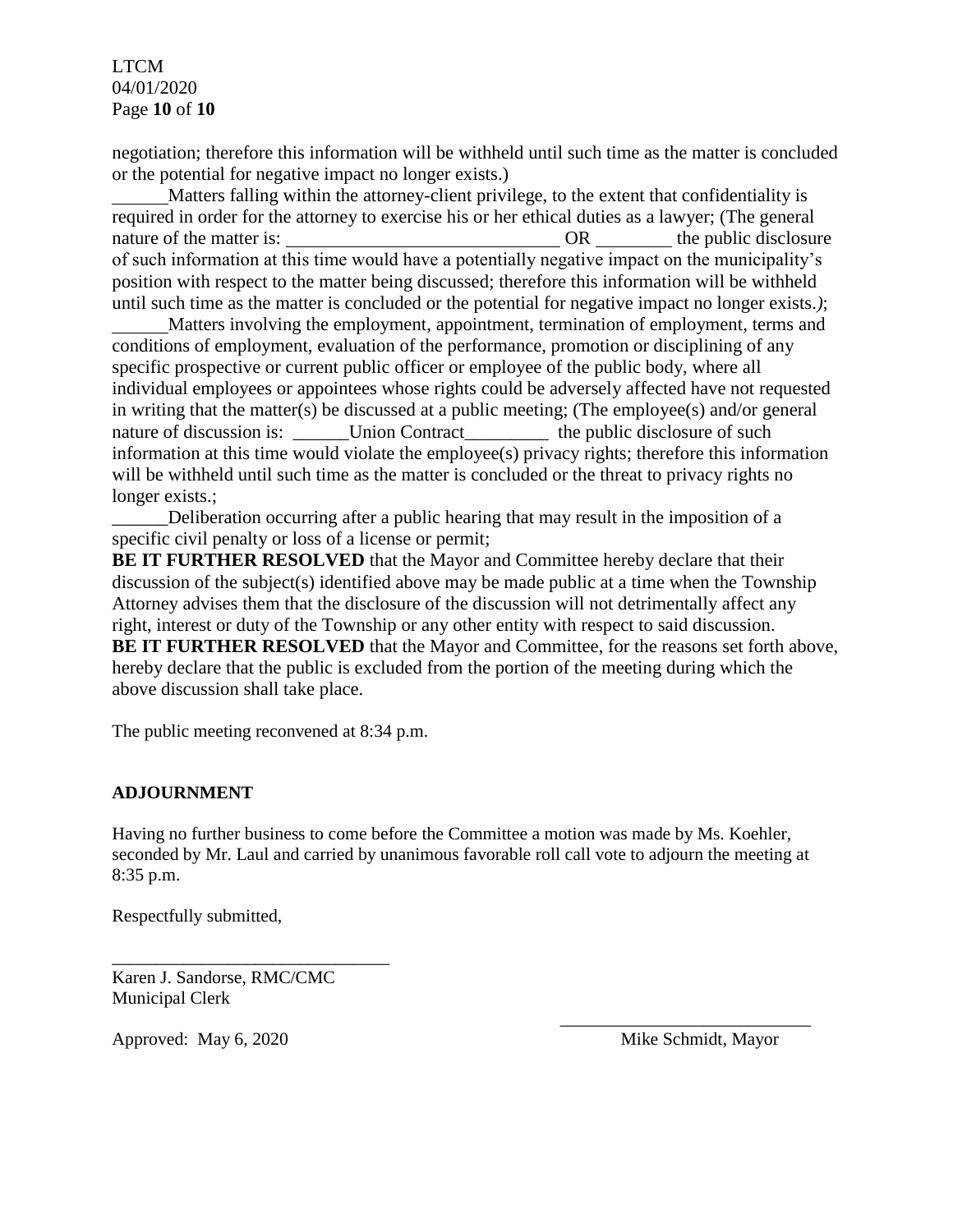negotiation; therefore this information will be withheld until such time as the matter is concluded or the potential for negative impact no longer exists.)

\_\_\_\_\_\_Matters falling within the attorney-client privilege, to the extent that confidentiality is required in order for the attorney to exercise his or her ethical duties as a lawyer; (The general nature of the matter is: \_\_\_\_\_\_\_\_\_\_\_\_\_\_\_\_\_\_\_\_\_\_\_\_\_\_\_\_\_\_ OR \_\_\_\_\_\_\_\_ the public disclosure of such information at this time would have a potentially negative impact on the municipality's position with respect to the matter being discussed; therefore this information will be withheld until such time as the matter is concluded or the potential for negative impact no longer exists.*)*;

\_\_\_\_\_\_Matters involving the employment, appointment, termination of employment, terms and conditions of employment, evaluation of the performance, promotion or disciplining of any specific prospective or current public officer or employee of the public body, where all individual employees or appointees whose rights could be adversely affected have not requested in writing that the matter(s) be discussed at a public meeting; (The employee(s) and/or general nature of discussion is: \_\_\_\_\_\_Union Contract\_\_\_\_\_\_\_\_\_ the public disclosure of such information at this time would violate the employee(s) privacy rights; therefore this information will be withheld until such time as the matter is concluded or the threat to privacy rights no longer exists.;

\_\_\_\_\_\_Deliberation occurring after a public hearing that may result in the imposition of a specific civil penalty or loss of a license or permit;

**BE IT FURTHER RESOLVED** that the Mayor and Committee hereby declare that their discussion of the subject(s) identified above may be made public at a time when the Township Attorney advises them that the disclosure of the discussion will not detrimentally affect any right, interest or duty of the Township or any other entity with respect to said discussion.

**BE IT FURTHER RESOLVED** that the Mayor and Committee, for the reasons set forth above, hereby declare that the public is excluded from the portion of the meeting during which the above discussion shall take place.

The public meeting reconvened at 8:34 p.m.

## ADJOURNMENT

Having no further business to come before the Committee a motion was made by Ms. Koehler, seconded by Mr. Laul and carried by unanimous favorable roll call vote to adjourn the meeting at 8:35 p.m.

Respectfully submitted,

\_\_\_\_\_\_\_\_\_\_\_\_\_\_\_\_\_\_\_\_\_\_\_\_\_\_\_\_\_\_\_

Karen J. Sandorse, RMC/CMC
Municipal Clerk

\_\_\_\_\_\_\_\_\_\_\_\_\_\_\_\_\_\_\_\_\_\_\_\_\_\_\_\_

Approved: May 6, 2020 Mike Schmidt, Mayor